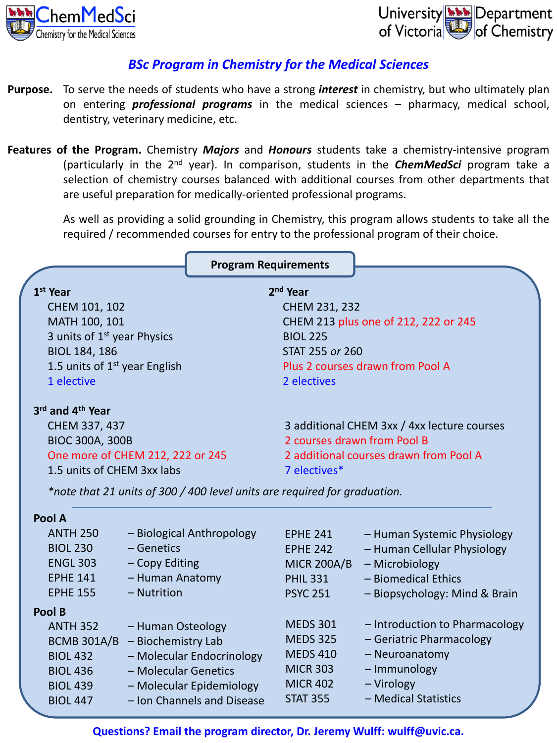ChemMedSci — Chemistry for the Medical Sciences

University of Victoria — Department of Chemistry

# BSc Program in Chemistry for the Medical Sciences

**Purpose.** To serve the needs of students who have a strong ***interest*** in chemistry, but who ultimately plan on entering ***professional programs*** in the medical sciences – pharmacy, medical school, dentistry, veterinary medicine, etc.

**Features of the Program.** Chemistry ***Majors*** and ***Honours*** students take a chemistry-intensive program (particularly in the 2nd year). In comparison, students in the ***ChemMedSci*** program take a selection of chemistry courses balanced with additional courses from other departments that are useful preparation for medically-oriented professional programs.

As well as providing a solid grounding in Chemistry, this program allows students to take all the required / recommended courses for entry to the professional program of their choice.

## Program Requirements

### 1st Year

- CHEM 101, 102
- MATH 100, 101
- 3 units of 1st year Physics
- BIOL 184, 186
- 1.5 units of 1st year English
- 1 elective

### 2nd Year

- CHEM 231, 232
- CHEM 213 plus one of 212, 222 or 245
- BIOL 225
- STAT 255 *or* 260
- Plus 2 courses drawn from Pool A
- 2 electives

### 3rd and 4th Year

- CHEM 337, 437
- BIOC 300A, 300B
- One more of CHEM 212, 222 or 245
- 1.5 units of CHEM 3xx labs
- 3 additional CHEM 3xx / 4xx lecture courses
- 2 courses drawn from Pool B
- 2 additional courses drawn from Pool A
- 7 electives*

*\*note that 21 units of 300 / 400 level units are required for graduation.*

### Pool A

- ANTH 250 – Biological Anthropology
- BIOL 230 – Genetics
- ENGL 303 – Copy Editing
- EPHE 141 – Human Anatomy
- EPHE 155 – Nutrition
- EPHE 241 – Human Systemic Physiology
- EPHE 242 – Human Cellular Physiology
- MICR 200A/B – Microbiology
- PHIL 331 – Biomedical Ethics
- PSYC 251 – Biopsychology: Mind & Brain

### Pool B

- ANTH 352 – Human Osteology
- BCMB 301A/B – Biochemistry Lab
- BIOL 432 – Molecular Endocrinology
- BIOL 436 – Molecular Genetics
- BIOL 439 – Molecular Epidemiology
- BIOL 447 – Ion Channels and Disease
- MEDS 301 – Introduction to Pharmacology
- MEDS 325 – Geriatric Pharmacology
- MEDS 410 – Neuroanatomy
- MICR 303 – Immunology
- MICR 402 – Virology
- STAT 355 – Medical Statistics

**Questions? Email the program director, Dr. Jeremy Wulff: wulff@uvic.ca.**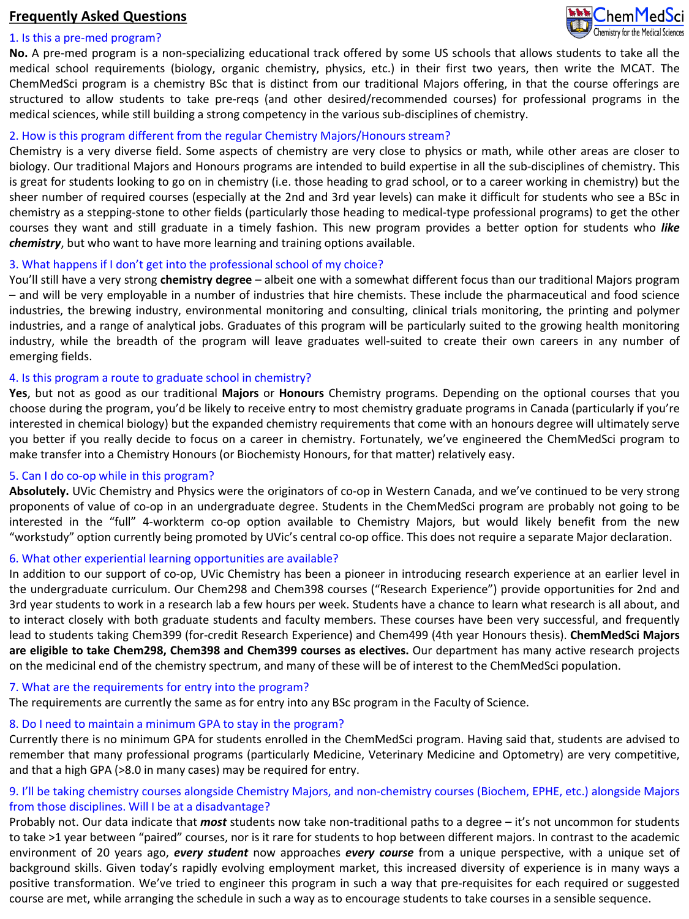# Frequently Asked Questions

ChemMedSci — Chemistry for the Medical Sciences

### 1. Is this a pre-med program?

**No.** A pre-med program is a non-specializing educational track offered by some US schools that allows students to take all the medical school requirements (biology, organic chemistry, physics, etc.) in their first two years, then write the MCAT. The ChemMedSci program is a chemistry BSc that is distinct from our traditional Majors offering, in that the course offerings are structured to allow students to take pre-reqs (and other desired/recommended courses) for professional programs in the medical sciences, while still building a strong competency in the various sub-disciplines of chemistry.

### 2. How is this program different from the regular Chemistry Majors/Honours stream?

Chemistry is a very diverse field. Some aspects of chemistry are very close to physics or math, while other areas are closer to biology. Our traditional Majors and Honours programs are intended to build expertise in all the sub-disciplines of chemistry. This is great for students looking to go on in chemistry (i.e. those heading to grad school, or to a career working in chemistry) but the sheer number of required courses (especially at the 2nd and 3rd year levels) can make it difficult for students who see a BSc in chemistry as a stepping-stone to other fields (particularly those heading to medical-type professional programs) to get the other courses they want and still graduate in a timely fashion. This new program provides a better option for students who ***like chemistry***, but who want to have more learning and training options available.

### 3. What happens if I don't get into the professional school of my choice?

You'll still have a very strong **chemistry degree** – albeit one with a somewhat different focus than our traditional Majors program – and will be very employable in a number of industries that hire chemists. These include the pharmaceutical and food science industries, the brewing industry, environmental monitoring and consulting, clinical trials monitoring, the printing and polymer industries, and a range of analytical jobs. Graduates of this program will be particularly suited to the growing health monitoring industry, while the breadth of the program will leave graduates well-suited to create their own careers in any number of emerging fields.

### 4. Is this program a route to graduate school in chemistry?

**Yes**, but not as good as our traditional **Majors** or **Honours** Chemistry programs. Depending on the optional courses that you choose during the program, you'd be likely to receive entry to most chemistry graduate programs in Canada (particularly if you're interested in chemical biology) but the expanded chemistry requirements that come with an honours degree will ultimately serve you better if you really decide to focus on a career in chemistry. Fortunately, we've engineered the ChemMedSci program to make transfer into a Chemistry Honours (or Biochemisty Honours, for that matter) relatively easy.

### 5. Can I do co-op while in this program?

**Absolutely.** UVic Chemistry and Physics were the originators of co-op in Western Canada, and we've continued to be very strong proponents of value of co-op in an undergraduate degree. Students in the ChemMedSci program are probably not going to be interested in the "full" 4-workterm co-op option available to Chemistry Majors, but would likely benefit from the new "workstudy" option currently being promoted by UVic's central co-op office. This does not require a separate Major declaration.

### 6. What other experiential learning opportunities are available?

In addition to our support of co-op, UVic Chemistry has been a pioneer in introducing research experience at an earlier level in the undergraduate curriculum. Our Chem298 and Chem398 courses ("Research Experience") provide opportunities for 2nd and 3rd year students to work in a research lab a few hours per week. Students have a chance to learn what research is all about, and to interact closely with both graduate students and faculty members. These courses have been very successful, and frequently lead to students taking Chem399 (for-credit Research Experience) and Chem499 (4th year Honours thesis). **ChemMedSci Majors are eligible to take Chem298, Chem398 and Chem399 courses as electives.** Our department has many active research projects on the medicinal end of the chemistry spectrum, and many of these will be of interest to the ChemMedSci population.

### 7. What are the requirements for entry into the program?

The requirements are currently the same as for entry into any BSc program in the Faculty of Science.

### 8. Do I need to maintain a minimum GPA to stay in the program?

Currently there is no minimum GPA for students enrolled in the ChemMedSci program. Having said that, students are advised to remember that many professional programs (particularly Medicine, Veterinary Medicine and Optometry) are very competitive, and that a high GPA (>8.0 in many cases) may be required for entry.

### 9. I'll be taking chemistry courses alongside Chemistry Majors, and non-chemistry courses (Biochem, EPHE, etc.) alongside Majors from those disciplines. Will I be at a disadvantage?

Probably not. Our data indicate that ***most*** students now take non-traditional paths to a degree – it's not uncommon for students to take >1 year between "paired" courses, nor is it rare for students to hop between different majors. In contrast to the academic environment of 20 years ago, ***every student*** now approaches ***every course*** from a unique perspective, with a unique set of background skills. Given today's rapidly evolving employment market, this increased diversity of experience is in many ways a positive transformation. We've tried to engineer this program in such a way that pre-requisites for each required or suggested course are met, while arranging the schedule in such a way as to encourage students to take courses in a sensible sequence.